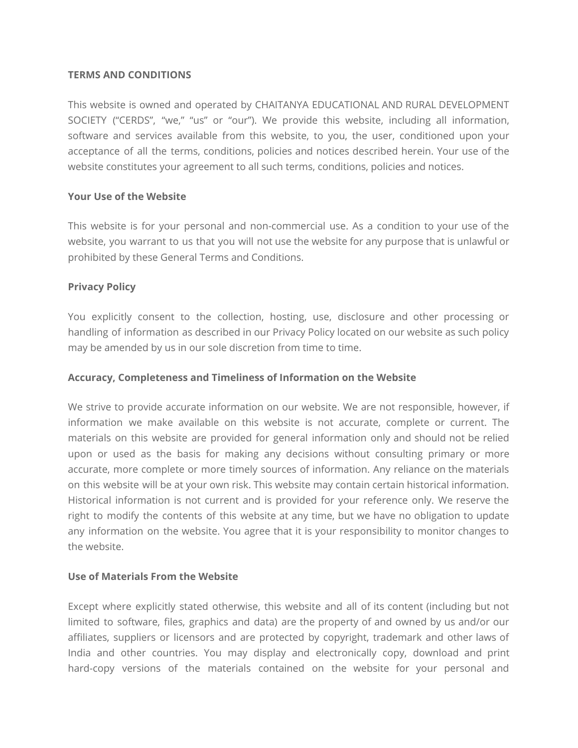**TERMS AND CONDITIONS**

This website is owned and operated by CHAITANYA EDUCATIONAL AND RURAL DEVELOPMENT SOCIETY ("CERDS", "we," "us" or "our"). We provide this website, including all information, software and services available from this website, to you, the user, conditioned upon your acceptance of all the terms, conditions, policies and notices described herein. Your use of the website constitutes your agreement to all such terms, conditions, policies and notices.

**Your Use of the Website**

This website is for your personal and non-commercial use. As a condition to your use of the website, you warrant to us that you will not use the website for any purpose that is unlawful or prohibited by these General Terms and Conditions.

**Privacy Policy**

You explicitly consent to the collection, hosting, use, disclosure and other processing or handling of information as described in our Privacy Policy located on our website as such policy may be amended by us in our sole discretion from time to time.

**Accuracy, Completeness and Timeliness of Information on the Website**

We strive to provide accurate information on our website. We are not responsible, however, if information we make available on this website is not accurate, complete or current. The materials on this website are provided for general information only and should not be relied upon or used as the basis for making any decisions without consulting primary or more accurate, more complete or more timely sources of information. Any reliance on the materials on this website will be at your own risk. This website may contain certain historical information. Historical information is not current and is provided for your reference only. We reserve the right to modify the contents of this website at any time, but we have no obligation to update any information on the website. You agree that it is your responsibility to monitor changes to the website.

**Use of Materials From the Website**

Except where explicitly stated otherwise, this website and all of its content (including but not limited to software, files, graphics and data) are the property of and owned by us and/or our affiliates, suppliers or licensors and are protected by copyright, trademark and other laws of India and other countries. You may display and electronically copy, download and print hard-copy versions of the materials contained on the website for your personal and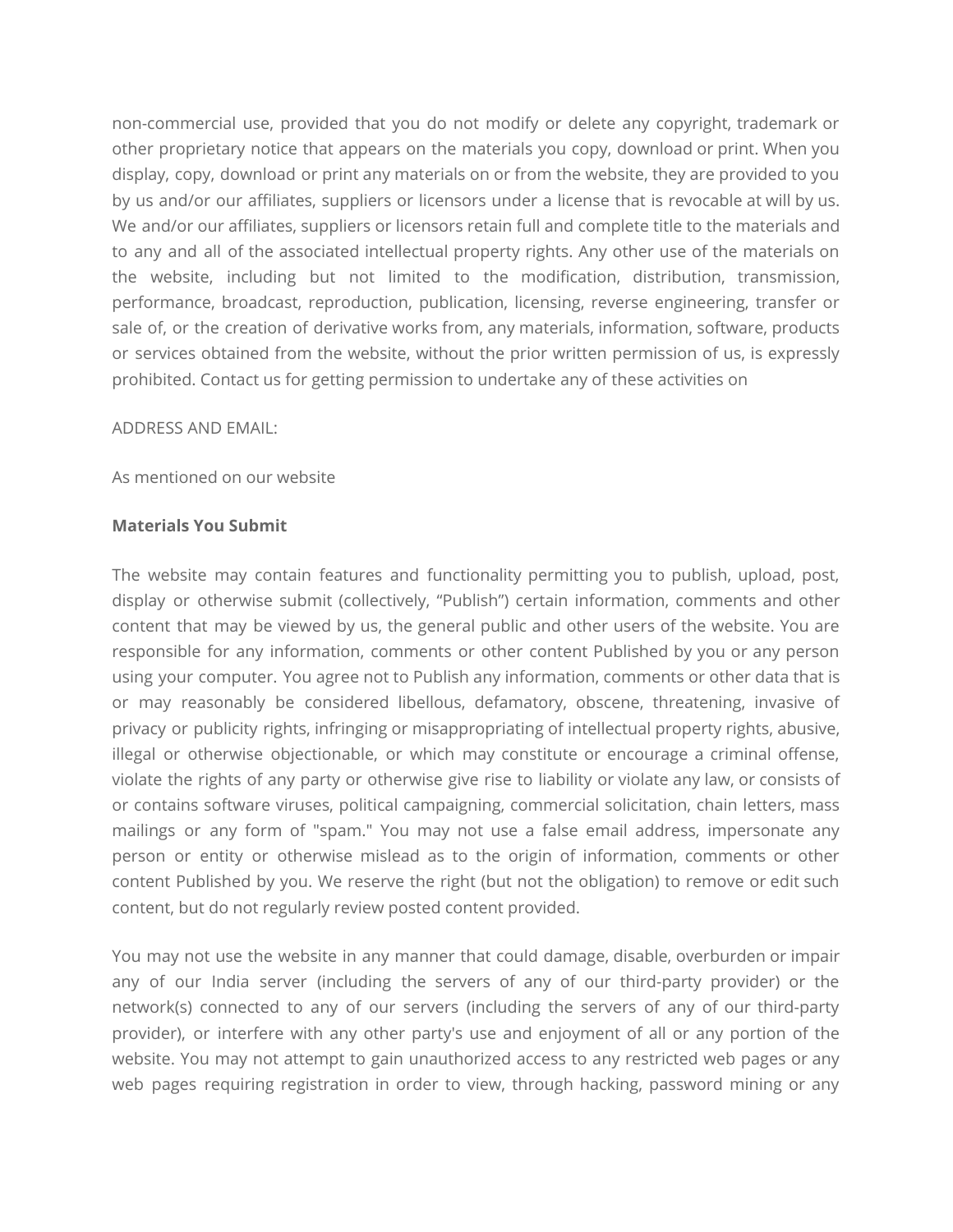non-commercial use, provided that you do not modify or delete any copyright, trademark or other proprietary notice that appears on the materials you copy, download or print. When you display, copy, download or print any materials on or from the website, they are provided to you by us and/or our affiliates, suppliers or licensors under a license that is revocable at will by us. We and/or our affiliates, suppliers or licensors retain full and complete title to the materials and to any and all of the associated intellectual property rights. Any other use of the materials on the website, including but not limited to the modification, distribution, transmission, performance, broadcast, reproduction, publication, licensing, reverse engineering, transfer or sale of, or the creation of derivative works from, any materials, information, software, products or services obtained from the website, without the prior written permission of us, is expressly prohibited. Contact us for getting permission to undertake any of these activities on

ADDRESS AND EMAIL:

As mentioned on our website

**Materials You Submit**

The website may contain features and functionality permitting you to publish, upload, post, display or otherwise submit (collectively, "Publish") certain information, comments and other content that may be viewed by us, the general public and other users of the website. You are responsible for any information, comments or other content Published by you or any person using your computer. You agree not to Publish any information, comments or other data that is or may reasonably be considered libellous, defamatory, obscene, threatening, invasive of privacy or publicity rights, infringing or misappropriating of intellectual property rights, abusive, illegal or otherwise objectionable, or which may constitute or encourage a criminal offense, violate the rights of any party or otherwise give rise to liability or violate any law, or consists of or contains software viruses, political campaigning, commercial solicitation, chain letters, mass mailings or any form of "spam." You may not use a false email address, impersonate any person or entity or otherwise mislead as to the origin of information, comments or other content Published by you. We reserve the right (but not the obligation) to remove or edit such content, but do not regularly review posted content provided.

You may not use the website in any manner that could damage, disable, overburden or impair any of our India server (including the servers of any of our third-party provider) or the network(s) connected to any of our servers (including the servers of any of our third-party provider), or interfere with any other party's use and enjoyment of all or any portion of the website. You may not attempt to gain unauthorized access to any restricted web pages or any web pages requiring registration in order to view, through hacking, password mining or any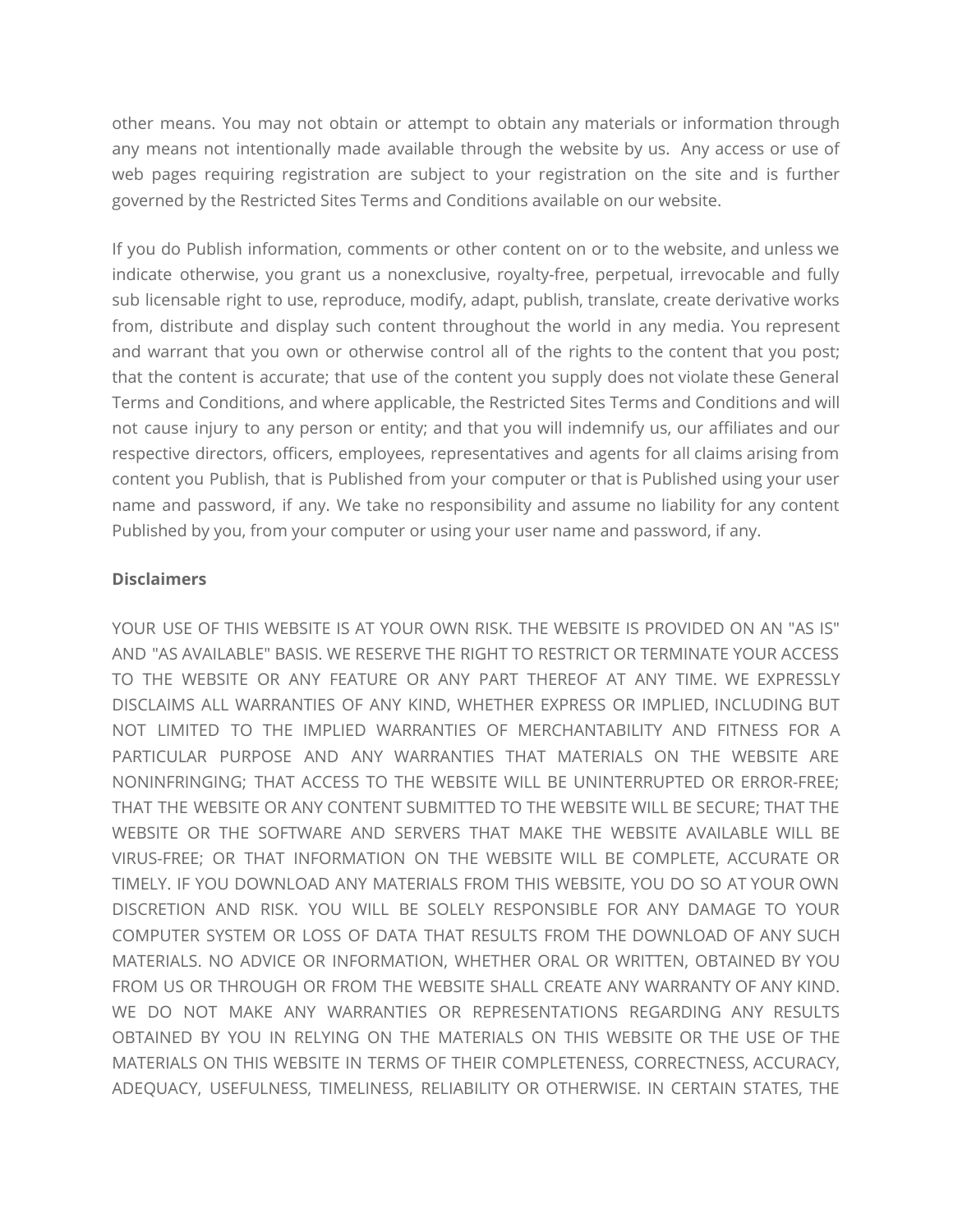other means. You may not obtain or attempt to obtain any materials or information through any means not intentionally made available through the website by us. Any access or use of web pages requiring registration are subject to your registration on the site and is further governed by the Restricted Sites Terms and Conditions available on our website.

If you do Publish information, comments or other content on or to the website, and unless we indicate otherwise, you grant us a nonexclusive, royalty-free, perpetual, irrevocable and fully sub licensable right to use, reproduce, modify, adapt, publish, translate, create derivative works from, distribute and display such content throughout the world in any media. You represent and warrant that you own or otherwise control all of the rights to the content that you post; that the content is accurate; that use of the content you supply does not violate these General Terms and Conditions, and where applicable, the Restricted Sites Terms and Conditions and will not cause injury to any person or entity; and that you will indemnify us, our affiliates and our respective directors, officers, employees, representatives and agents for all claims arising from content you Publish, that is Published from your computer or that is Published using your user name and password, if any. We take no responsibility and assume no liability for any content Published by you, from your computer or using your user name and password, if any.

**Disclaimers**

YOUR USE OF THIS WEBSITE IS AT YOUR OWN RISK. THE WEBSITE IS PROVIDED ON AN "AS IS" AND "AS AVAILABLE" BASIS. WE RESERVE THE RIGHT TO RESTRICT OR TERMINATE YOUR ACCESS TO THE WEBSITE OR ANY FEATURE OR ANY PART THEREOF AT ANY TIME. WE EXPRESSLY DISCLAIMS ALL WARRANTIES OF ANY KIND, WHETHER EXPRESS OR IMPLIED, INCLUDING BUT NOT LIMITED TO THE IMPLIED WARRANTIES OF MERCHANTABILITY AND FITNESS FOR A PARTICULAR PURPOSE AND ANY WARRANTIES THAT MATERIALS ON THE WEBSITE ARE NONINFRINGING; THAT ACCESS TO THE WEBSITE WILL BE UNINTERRUPTED OR ERROR-FREE; THAT THE WEBSITE OR ANY CONTENT SUBMITTED TO THE WEBSITE WILL BE SECURE; THAT THE WEBSITE OR THE SOFTWARE AND SERVERS THAT MAKE THE WEBSITE AVAILABLE WILL BE VIRUS-FREE; OR THAT INFORMATION ON THE WEBSITE WILL BE COMPLETE, ACCURATE OR TIMELY. IF YOU DOWNLOAD ANY MATERIALS FROM THIS WEBSITE, YOU DO SO AT YOUR OWN DISCRETION AND RISK. YOU WILL BE SOLELY RESPONSIBLE FOR ANY DAMAGE TO YOUR COMPUTER SYSTEM OR LOSS OF DATA THAT RESULTS FROM THE DOWNLOAD OF ANY SUCH MATERIALS. NO ADVICE OR INFORMATION, WHETHER ORAL OR WRITTEN, OBTAINED BY YOU FROM US OR THROUGH OR FROM THE WEBSITE SHALL CREATE ANY WARRANTY OF ANY KIND. WE DO NOT MAKE ANY WARRANTIES OR REPRESENTATIONS REGARDING ANY RESULTS OBTAINED BY YOU IN RELYING ON THE MATERIALS ON THIS WEBSITE OR THE USE OF THE MATERIALS ON THIS WEBSITE IN TERMS OF THEIR COMPLETENESS, CORRECTNESS, ACCURACY, ADEQUACY, USEFULNESS, TIMELINESS, RELIABILITY OR OTHERWISE. IN CERTAIN STATES, THE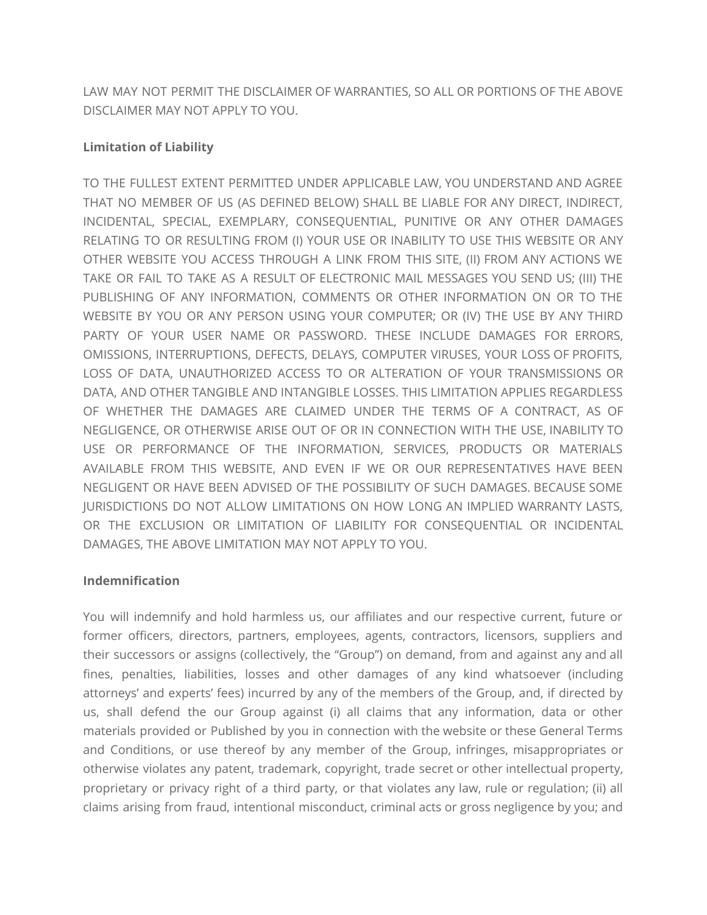LAW MAY NOT PERMIT THE DISCLAIMER OF WARRANTIES, SO ALL OR PORTIONS OF THE ABOVE DISCLAIMER MAY NOT APPLY TO YOU.

**Limitation of Liability**

TO THE FULLEST EXTENT PERMITTED UNDER APPLICABLE LAW, YOU UNDERSTAND AND AGREE THAT NO MEMBER OF US (AS DEFINED BELOW) SHALL BE LIABLE FOR ANY DIRECT, INDIRECT, INCIDENTAL, SPECIAL, EXEMPLARY, CONSEQUENTIAL, PUNITIVE OR ANY OTHER DAMAGES RELATING TO OR RESULTING FROM (I) YOUR USE OR INABILITY TO USE THIS WEBSITE OR ANY OTHER WEBSITE YOU ACCESS THROUGH A LINK FROM THIS SITE, (II) FROM ANY ACTIONS WE TAKE OR FAIL TO TAKE AS A RESULT OF ELECTRONIC MAIL MESSAGES YOU SEND US; (III) THE PUBLISHING OF ANY INFORMATION, COMMENTS OR OTHER INFORMATION ON OR TO THE WEBSITE BY YOU OR ANY PERSON USING YOUR COMPUTER; OR (IV) THE USE BY ANY THIRD PARTY OF YOUR USER NAME OR PASSWORD. THESE INCLUDE DAMAGES FOR ERRORS, OMISSIONS, INTERRUPTIONS, DEFECTS, DELAYS, COMPUTER VIRUSES, YOUR LOSS OF PROFITS, LOSS OF DATA, UNAUTHORIZED ACCESS TO OR ALTERATION OF YOUR TRANSMISSIONS OR DATA, AND OTHER TANGIBLE AND INTANGIBLE LOSSES. THIS LIMITATION APPLIES REGARDLESS OF WHETHER THE DAMAGES ARE CLAIMED UNDER THE TERMS OF A CONTRACT, AS OF NEGLIGENCE, OR OTHERWISE ARISE OUT OF OR IN CONNECTION WITH THE USE, INABILITY TO USE OR PERFORMANCE OF THE INFORMATION, SERVICES, PRODUCTS OR MATERIALS AVAILABLE FROM THIS WEBSITE, AND EVEN IF WE OR OUR REPRESENTATIVES HAVE BEEN NEGLIGENT OR HAVE BEEN ADVISED OF THE POSSIBILITY OF SUCH DAMAGES. BECAUSE SOME JURISDICTIONS DO NOT ALLOW LIMITATIONS ON HOW LONG AN IMPLIED WARRANTY LASTS, OR THE EXCLUSION OR LIMITATION OF LIABILITY FOR CONSEQUENTIAL OR INCIDENTAL DAMAGES, THE ABOVE LIMITATION MAY NOT APPLY TO YOU.

**Indemnification**

You will indemnify and hold harmless us, our affiliates and our respective current, future or former officers, directors, partners, employees, agents, contractors, licensors, suppliers and their successors or assigns (collectively, the “Group”) on demand, from and against any and all fines, penalties, liabilities, losses and other damages of any kind whatsoever (including attorneys’ and experts’ fees) incurred by any of the members of the Group, and, if directed by us, shall defend the our Group against (i) all claims that any information, data or other materials provided or Published by you in connection with the website or these General Terms and Conditions, or use thereof by any member of the Group, infringes, misappropriates or otherwise violates any patent, trademark, copyright, trade secret or other intellectual property, proprietary or privacy right of a third party, or that violates any law, rule or regulation; (ii) all claims arising from fraud, intentional misconduct, criminal acts or gross negligence by you; and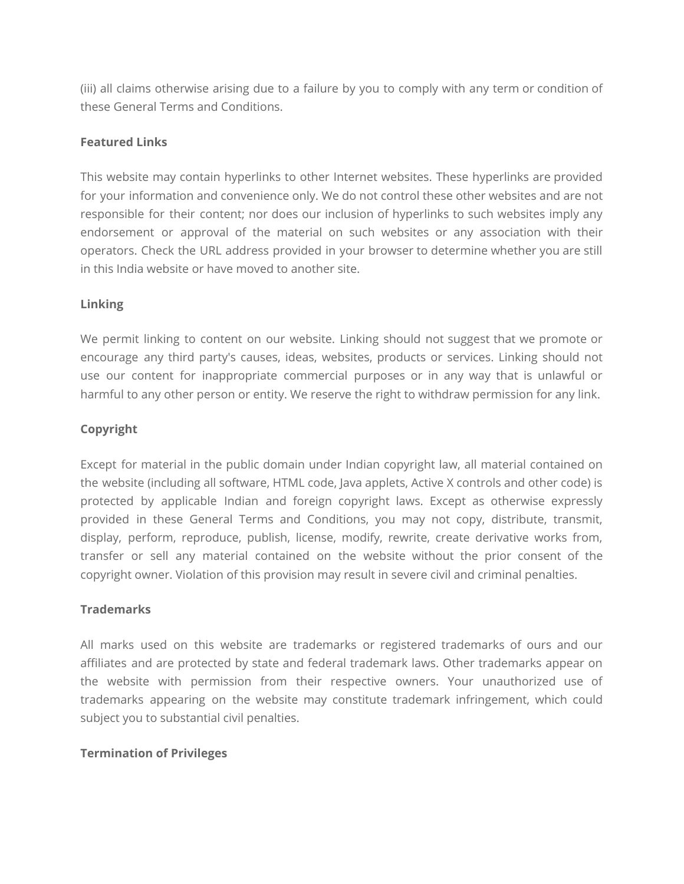(iii) all claims otherwise arising due to a failure by you to comply with any term or condition of these General Terms and Conditions.

**Featured Links**

This website may contain hyperlinks to other Internet websites. These hyperlinks are provided for your information and convenience only. We do not control these other websites and are not responsible for their content; nor does our inclusion of hyperlinks to such websites imply any endorsement or approval of the material on such websites or any association with their operators. Check the URL address provided in your browser to determine whether you are still in this India website or have moved to another site.

**Linking**

We permit linking to content on our website. Linking should not suggest that we promote or encourage any third party's causes, ideas, websites, products or services. Linking should not use our content for inappropriate commercial purposes or in any way that is unlawful or harmful to any other person or entity. We reserve the right to withdraw permission for any link.

**Copyright**

Except for material in the public domain under Indian copyright law, all material contained on the website (including all software, HTML code, Java applets, Active X controls and other code) is protected by applicable Indian and foreign copyright laws. Except as otherwise expressly provided in these General Terms and Conditions, you may not copy, distribute, transmit, display, perform, reproduce, publish, license, modify, rewrite, create derivative works from, transfer or sell any material contained on the website without the prior consent of the copyright owner. Violation of this provision may result in severe civil and criminal penalties.

**Trademarks**

All marks used on this website are trademarks or registered trademarks of ours and our affiliates and are protected by state and federal trademark laws. Other trademarks appear on the website with permission from their respective owners. Your unauthorized use of trademarks appearing on the website may constitute trademark infringement, which could subject you to substantial civil penalties.

**Termination of Privileges**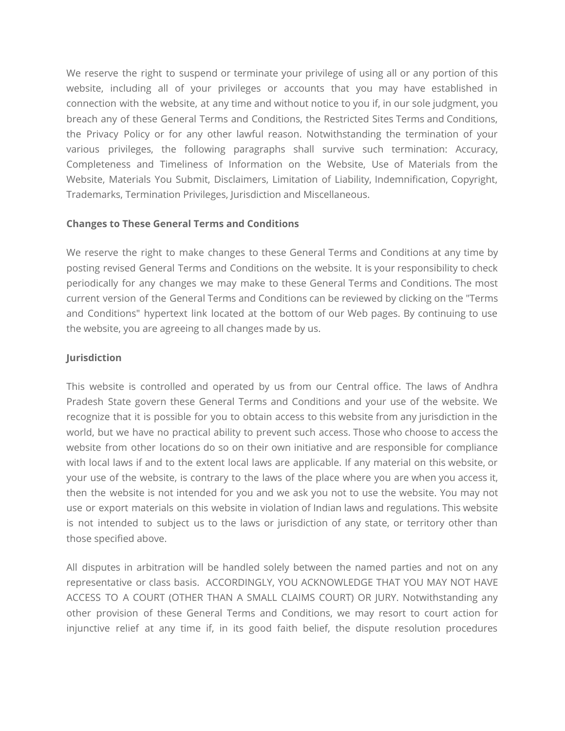We reserve the right to suspend or terminate your privilege of using all or any portion of this website, including all of your privileges or accounts that you may have established in connection with the website, at any time and without notice to you if, in our sole judgment, you breach any of these General Terms and Conditions, the Restricted Sites Terms and Conditions, the Privacy Policy or for any other lawful reason. Notwithstanding the termination of your various privileges, the following paragraphs shall survive such termination: Accuracy, Completeness and Timeliness of Information on the Website, Use of Materials from the Website, Materials You Submit, Disclaimers, Limitation of Liability, Indemnification, Copyright, Trademarks, Termination Privileges, Jurisdiction and Miscellaneous.

**Changes to These General Terms and Conditions**

We reserve the right to make changes to these General Terms and Conditions at any time by posting revised General Terms and Conditions on the website. It is your responsibility to check periodically for any changes we may make to these General Terms and Conditions. The most current version of the General Terms and Conditions can be reviewed by clicking on the "Terms and Conditions" hypertext link located at the bottom of our Web pages. By continuing to use the website, you are agreeing to all changes made by us.

**Jurisdiction**

This website is controlled and operated by us from our Central office. The laws of Andhra Pradesh State govern these General Terms and Conditions and your use of the website. We recognize that it is possible for you to obtain access to this website from any jurisdiction in the world, but we have no practical ability to prevent such access. Those who choose to access the website from other locations do so on their own initiative and are responsible for compliance with local laws if and to the extent local laws are applicable. If any material on this website, or your use of the website, is contrary to the laws of the place where you are when you access it, then the website is not intended for you and we ask you not to use the website. You may not use or export materials on this website in violation of Indian laws and regulations. This website is not intended to subject us to the laws or jurisdiction of any state, or territory other than those specified above.

All disputes in arbitration will be handled solely between the named parties and not on any representative or class basis. ACCORDINGLY, YOU ACKNOWLEDGE THAT YOU MAY NOT HAVE ACCESS TO A COURT (OTHER THAN A SMALL CLAIMS COURT) OR JURY. Notwithstanding any other provision of these General Terms and Conditions, we may resort to court action for injunctive relief at any time if, in its good faith belief, the dispute resolution procedures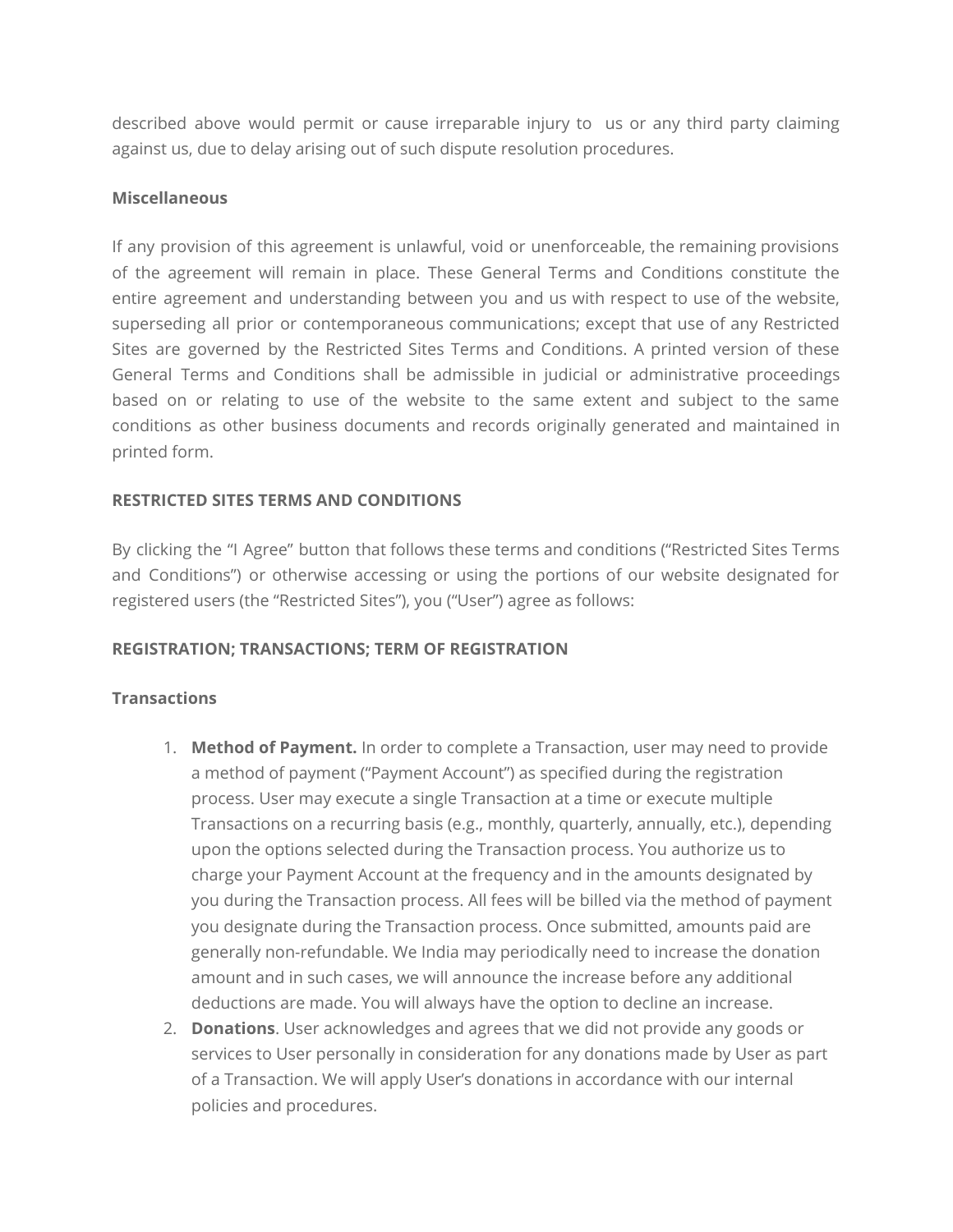described above would permit or cause irreparable injury to us or any third party claiming against us, due to delay arising out of such dispute resolution procedures.

**Miscellaneous**

If any provision of this agreement is unlawful, void or unenforceable, the remaining provisions of the agreement will remain in place. These General Terms and Conditions constitute the entire agreement and understanding between you and us with respect to use of the website, superseding all prior or contemporaneous communications; except that use of any Restricted Sites are governed by the Restricted Sites Terms and Conditions. A printed version of these General Terms and Conditions shall be admissible in judicial or administrative proceedings based on or relating to use of the website to the same extent and subject to the same conditions as other business documents and records originally generated and maintained in printed form.

**RESTRICTED SITES TERMS AND CONDITIONS**

By clicking the “I Agree” button that follows these terms and conditions (“Restricted Sites Terms and Conditions”) or otherwise accessing or using the portions of our website designated for registered users (the “Restricted Sites”), you (“User”) agree as follows:

**REGISTRATION; TRANSACTIONS; TERM OF REGISTRATION**

**Transactions**

1. **Method of Payment.** In order to complete a Transaction, user may need to provide a method of payment (“Payment Account”) as specified during the registration process. User may execute a single Transaction at a time or execute multiple Transactions on a recurring basis (e.g., monthly, quarterly, annually, etc.), depending upon the options selected during the Transaction process. You authorize us to charge your Payment Account at the frequency and in the amounts designated by you during the Transaction process. All fees will be billed via the method of payment you designate during the Transaction process. Once submitted, amounts paid are generally non-refundable. We India may periodically need to increase the donation amount and in such cases, we will announce the increase before any additional deductions are made. You will always have the option to decline an increase.
2. **Donations**. User acknowledges and agrees that we did not provide any goods or services to User personally in consideration for any donations made by User as part of a Transaction. We will apply User’s donations in accordance with our internal policies and procedures.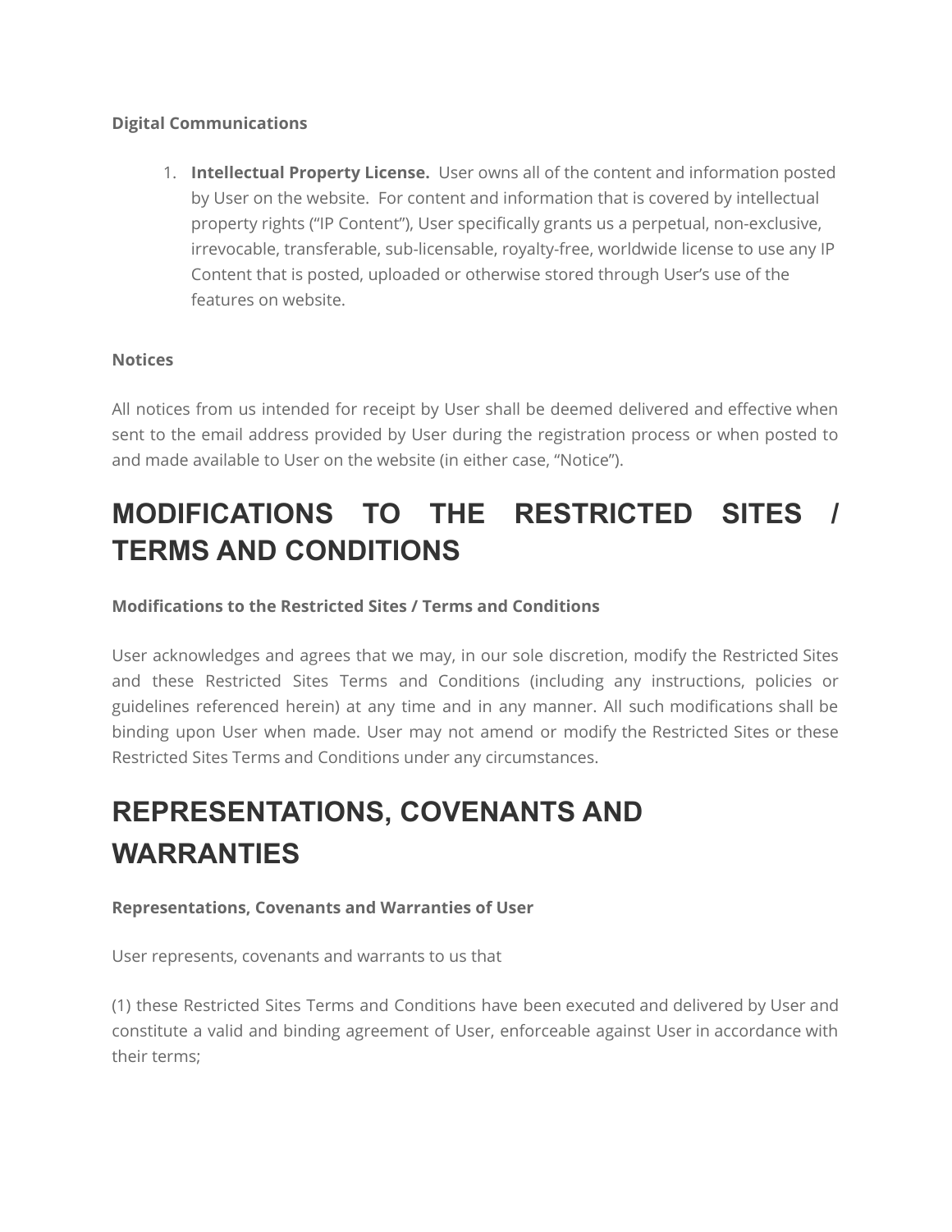**Digital Communications**

1. **Intellectual Property License.** User owns all of the content and information posted by User on the website. For content and information that is covered by intellectual property rights ("IP Content"), User specifically grants us a perpetual, non-exclusive, irrevocable, transferable, sub-licensable, royalty-free, worldwide license to use any IP Content that is posted, uploaded or otherwise stored through User's use of the features on website.

**Notices**

All notices from us intended for receipt by User shall be deemed delivered and effective when sent to the email address provided by User during the registration process or when posted to and made available to User on the website (in either case, "Notice").

# MODIFICATIONS TO THE RESTRICTED SITES / TERMS AND CONDITIONS

**Modifications to the Restricted Sites / Terms and Conditions**

User acknowledges and agrees that we may, in our sole discretion, modify the Restricted Sites and these Restricted Sites Terms and Conditions (including any instructions, policies or guidelines referenced herein) at any time and in any manner. All such modifications shall be binding upon User when made. User may not amend or modify the Restricted Sites or these Restricted Sites Terms and Conditions under any circumstances.

# REPRESENTATIONS, COVENANTS AND WARRANTIES

**Representations, Covenants and Warranties of User**

User represents, covenants and warrants to us that

(1) these Restricted Sites Terms and Conditions have been executed and delivered by User and constitute a valid and binding agreement of User, enforceable against User in accordance with their terms;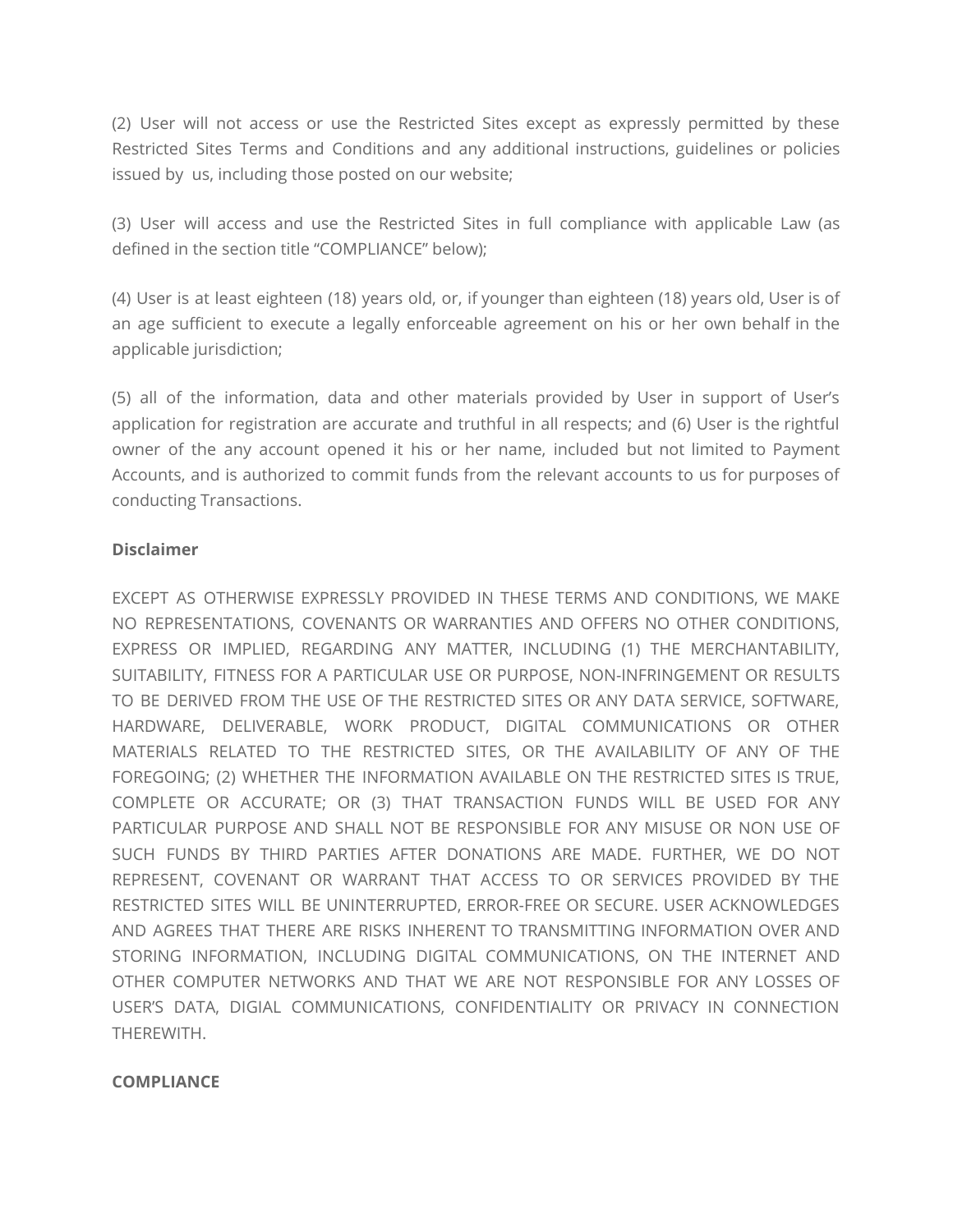(2) User will not access or use the Restricted Sites except as expressly permitted by these Restricted Sites Terms and Conditions and any additional instructions, guidelines or policies issued by us, including those posted on our website;

(3) User will access and use the Restricted Sites in full compliance with applicable Law (as defined in the section title "COMPLIANCE" below);

(4) User is at least eighteen (18) years old, or, if younger than eighteen (18) years old, User is of an age sufficient to execute a legally enforceable agreement on his or her own behalf in the applicable jurisdiction;

(5) all of the information, data and other materials provided by User in support of User's application for registration are accurate and truthful in all respects; and (6) User is the rightful owner of the any account opened it his or her name, included but not limited to Payment Accounts, and is authorized to commit funds from the relevant accounts to us for purposes of conducting Transactions.

**Disclaimer**

EXCEPT AS OTHERWISE EXPRESSLY PROVIDED IN THESE TERMS AND CONDITIONS, WE MAKE NO REPRESENTATIONS, COVENANTS OR WARRANTIES AND OFFERS NO OTHER CONDITIONS, EXPRESS OR IMPLIED, REGARDING ANY MATTER, INCLUDING (1) THE MERCHANTABILITY, SUITABILITY, FITNESS FOR A PARTICULAR USE OR PURPOSE, NON-INFRINGEMENT OR RESULTS TO BE DERIVED FROM THE USE OF THE RESTRICTED SITES OR ANY DATA SERVICE, SOFTWARE, HARDWARE, DELIVERABLE, WORK PRODUCT, DIGITAL COMMUNICATIONS OR OTHER MATERIALS RELATED TO THE RESTRICTED SITES, OR THE AVAILABILITY OF ANY OF THE FOREGOING; (2) WHETHER THE INFORMATION AVAILABLE ON THE RESTRICTED SITES IS TRUE, COMPLETE OR ACCURATE; OR (3) THAT TRANSACTION FUNDS WILL BE USED FOR ANY PARTICULAR PURPOSE AND SHALL NOT BE RESPONSIBLE FOR ANY MISUSE OR NON USE OF SUCH FUNDS BY THIRD PARTIES AFTER DONATIONS ARE MADE. FURTHER, WE DO NOT REPRESENT, COVENANT OR WARRANT THAT ACCESS TO OR SERVICES PROVIDED BY THE RESTRICTED SITES WILL BE UNINTERRUPTED, ERROR-FREE OR SECURE. USER ACKNOWLEDGES AND AGREES THAT THERE ARE RISKS INHERENT TO TRANSMITTING INFORMATION OVER AND STORING INFORMATION, INCLUDING DIGITAL COMMUNICATIONS, ON THE INTERNET AND OTHER COMPUTER NETWORKS AND THAT WE ARE NOT RESPONSIBLE FOR ANY LOSSES OF USER'S DATA, DIGIAL COMMUNICATIONS, CONFIDENTIALITY OR PRIVACY IN CONNECTION THEREWITH.

**COMPLIANCE**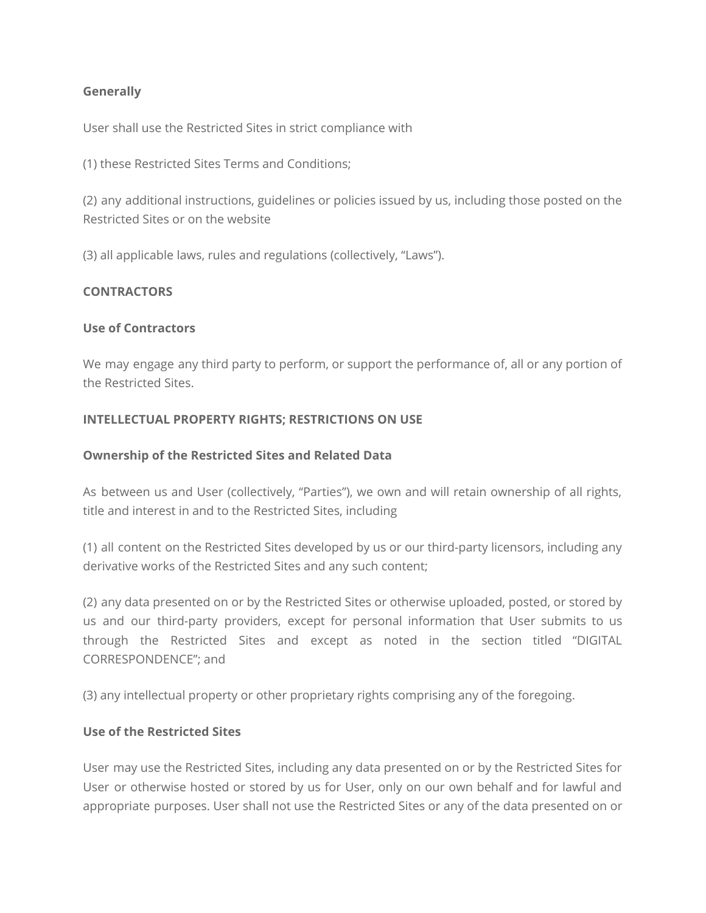**Generally**

User shall use the Restricted Sites in strict compliance with

(1) these Restricted Sites Terms and Conditions;

(2) any additional instructions, guidelines or policies issued by us, including those posted on the Restricted Sites or on the website

(3) all applicable laws, rules and regulations (collectively, "Laws").

**CONTRACTORS**

**Use of Contractors**

We may engage any third party to perform, or support the performance of, all or any portion of the Restricted Sites.

**INTELLECTUAL PROPERTY RIGHTS; RESTRICTIONS ON USE**

**Ownership of the Restricted Sites and Related Data**

As between us and User (collectively, "Parties"), we own and will retain ownership of all rights, title and interest in and to the Restricted Sites, including

(1) all content on the Restricted Sites developed by us or our third-party licensors, including any derivative works of the Restricted Sites and any such content;

(2) any data presented on or by the Restricted Sites or otherwise uploaded, posted, or stored by us and our third-party providers, except for personal information that User submits to us through the Restricted Sites and except as noted in the section titled "DIGITAL CORRESPONDENCE"; and

(3) any intellectual property or other proprietary rights comprising any of the foregoing.

**Use of the Restricted Sites**

User may use the Restricted Sites, including any data presented on or by the Restricted Sites for User or otherwise hosted or stored by us for User, only on our own behalf and for lawful and appropriate purposes. User shall not use the Restricted Sites or any of the data presented on or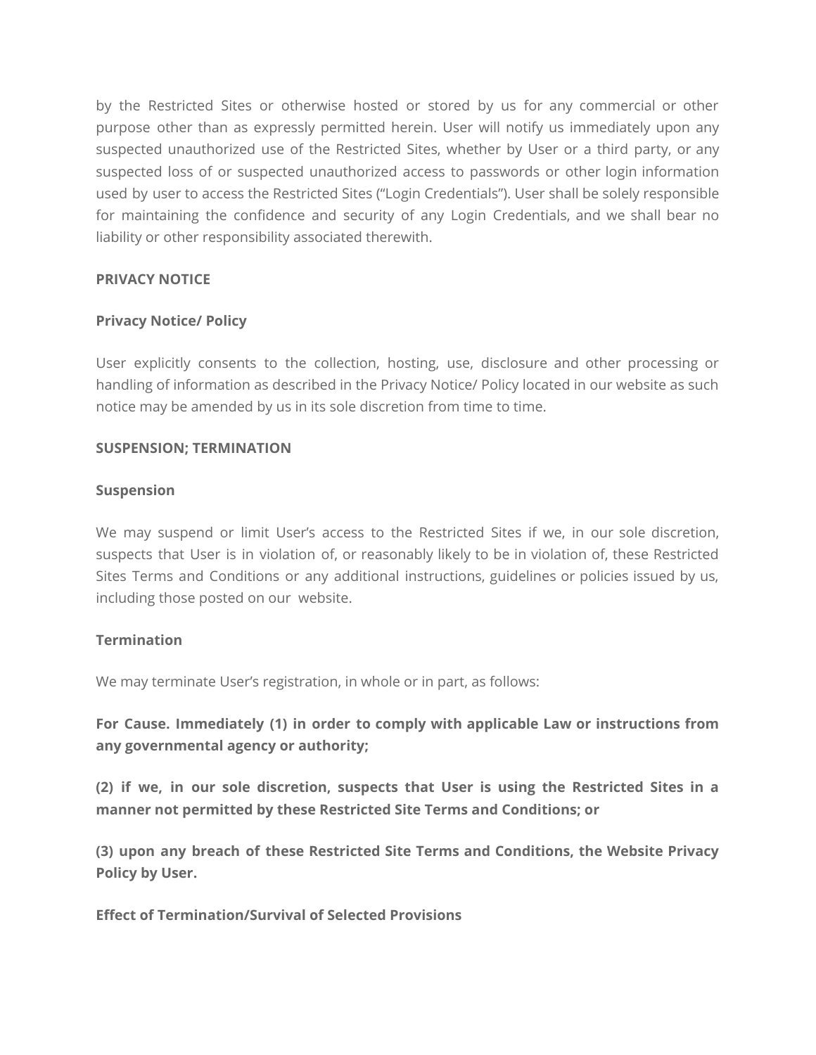by the Restricted Sites or otherwise hosted or stored by us for any commercial or other purpose other than as expressly permitted herein. User will notify us immediately upon any suspected unauthorized use of the Restricted Sites, whether by User or a third party, or any suspected loss of or suspected unauthorized access to passwords or other login information used by user to access the Restricted Sites ("Login Credentials"). User shall be solely responsible for maintaining the confidence and security of any Login Credentials, and we shall bear no liability or other responsibility associated therewith.

**PRIVACY NOTICE**

**Privacy Notice/ Policy**

User explicitly consents to the collection, hosting, use, disclosure and other processing or handling of information as described in the Privacy Notice/ Policy located in our website as such notice may be amended by us in its sole discretion from time to time.

**SUSPENSION; TERMINATION**

**Suspension**

We may suspend or limit User's access to the Restricted Sites if we, in our sole discretion, suspects that User is in violation of, or reasonably likely to be in violation of, these Restricted Sites Terms and Conditions or any additional instructions, guidelines or policies issued by us, including those posted on our website.

**Termination**

We may terminate User's registration, in whole or in part, as follows:

**For Cause. Immediately (1) in order to comply with applicable Law or instructions from any governmental agency or authority;**

**(2) if we, in our sole discretion, suspects that User is using the Restricted Sites in a manner not permitted by these Restricted Site Terms and Conditions; or**

**(3) upon any breach of these Restricted Site Terms and Conditions, the Website Privacy Policy by User.**

**Effect of Termination/Survival of Selected Provisions**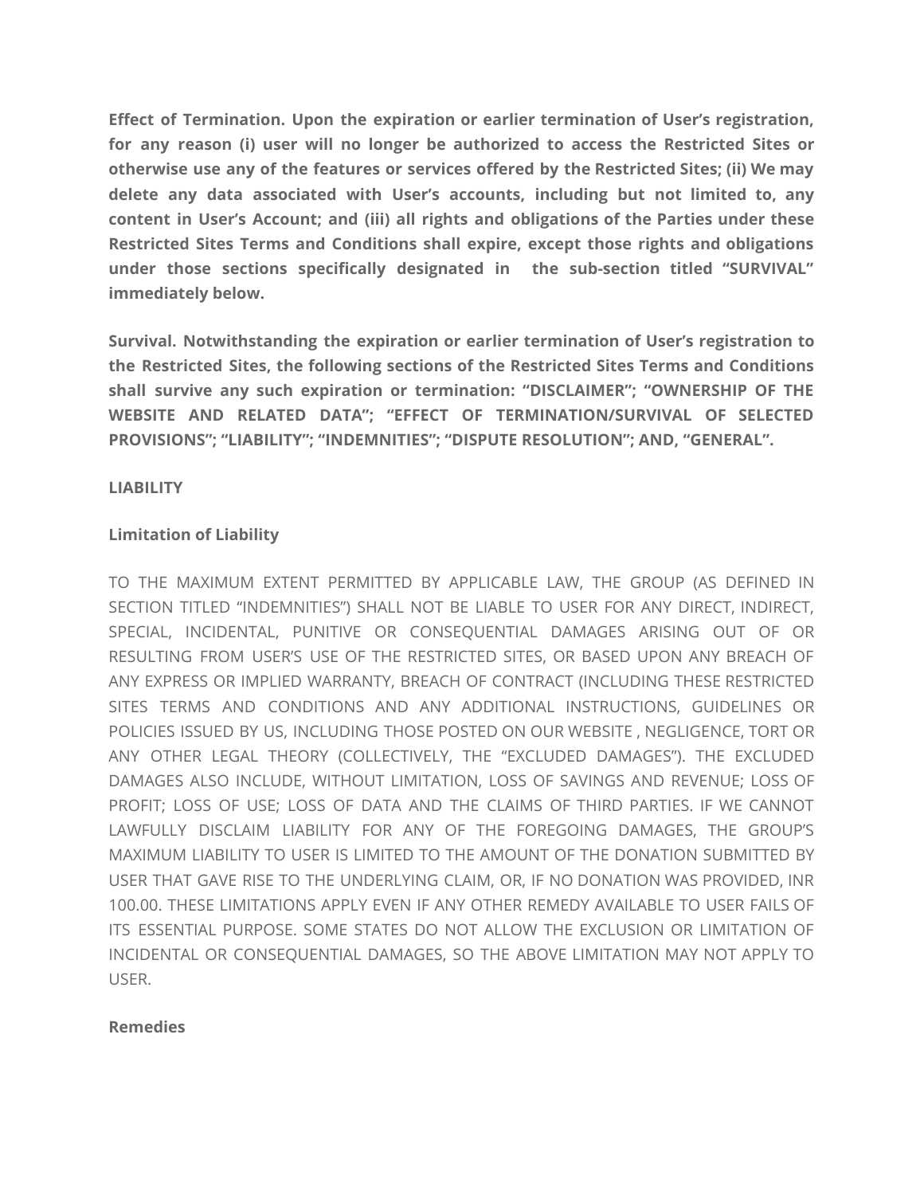**Effect of Termination. Upon the expiration or earlier termination of User's registration, for any reason (i) user will no longer be authorized to access the Restricted Sites or otherwise use any of the features or services offered by the Restricted Sites; (ii) We may delete any data associated with User's accounts, including but not limited to, any content in User's Account; and (iii) all rights and obligations of the Parties under these Restricted Sites Terms and Conditions shall expire, except those rights and obligations under those sections specifically designated in the sub-section titled "SURVIVAL" immediately below.**

**Survival. Notwithstanding the expiration or earlier termination of User's registration to the Restricted Sites, the following sections of the Restricted Sites Terms and Conditions shall survive any such expiration or termination: "DISCLAIMER"; "OWNERSHIP OF THE WEBSITE AND RELATED DATA"; "EFFECT OF TERMINATION/SURVIVAL OF SELECTED PROVISIONS"; "LIABILITY"; "INDEMNITIES"; "DISPUTE RESOLUTION"; AND, "GENERAL".**

**LIABILITY**

**Limitation of Liability**

TO THE MAXIMUM EXTENT PERMITTED BY APPLICABLE LAW, THE GROUP (AS DEFINED IN SECTION TITLED "INDEMNITIES") SHALL NOT BE LIABLE TO USER FOR ANY DIRECT, INDIRECT, SPECIAL, INCIDENTAL, PUNITIVE OR CONSEQUENTIAL DAMAGES ARISING OUT OF OR RESULTING FROM USER'S USE OF THE RESTRICTED SITES, OR BASED UPON ANY BREACH OF ANY EXPRESS OR IMPLIED WARRANTY, BREACH OF CONTRACT (INCLUDING THESE RESTRICTED SITES TERMS AND CONDITIONS AND ANY ADDITIONAL INSTRUCTIONS, GUIDELINES OR POLICIES ISSUED BY US, INCLUDING THOSE POSTED ON OUR WEBSITE , NEGLIGENCE, TORT OR ANY OTHER LEGAL THEORY (COLLECTIVELY, THE "EXCLUDED DAMAGES"). THE EXCLUDED DAMAGES ALSO INCLUDE, WITHOUT LIMITATION, LOSS OF SAVINGS AND REVENUE; LOSS OF PROFIT; LOSS OF USE; LOSS OF DATA AND THE CLAIMS OF THIRD PARTIES. IF WE CANNOT LAWFULLY DISCLAIM LIABILITY FOR ANY OF THE FOREGOING DAMAGES, THE GROUP'S MAXIMUM LIABILITY TO USER IS LIMITED TO THE AMOUNT OF THE DONATION SUBMITTED BY USER THAT GAVE RISE TO THE UNDERLYING CLAIM, OR, IF NO DONATION WAS PROVIDED, INR 100.00. THESE LIMITATIONS APPLY EVEN IF ANY OTHER REMEDY AVAILABLE TO USER FAILS OF ITS ESSENTIAL PURPOSE. SOME STATES DO NOT ALLOW THE EXCLUSION OR LIMITATION OF INCIDENTAL OR CONSEQUENTIAL DAMAGES, SO THE ABOVE LIMITATION MAY NOT APPLY TO USER.

**Remedies**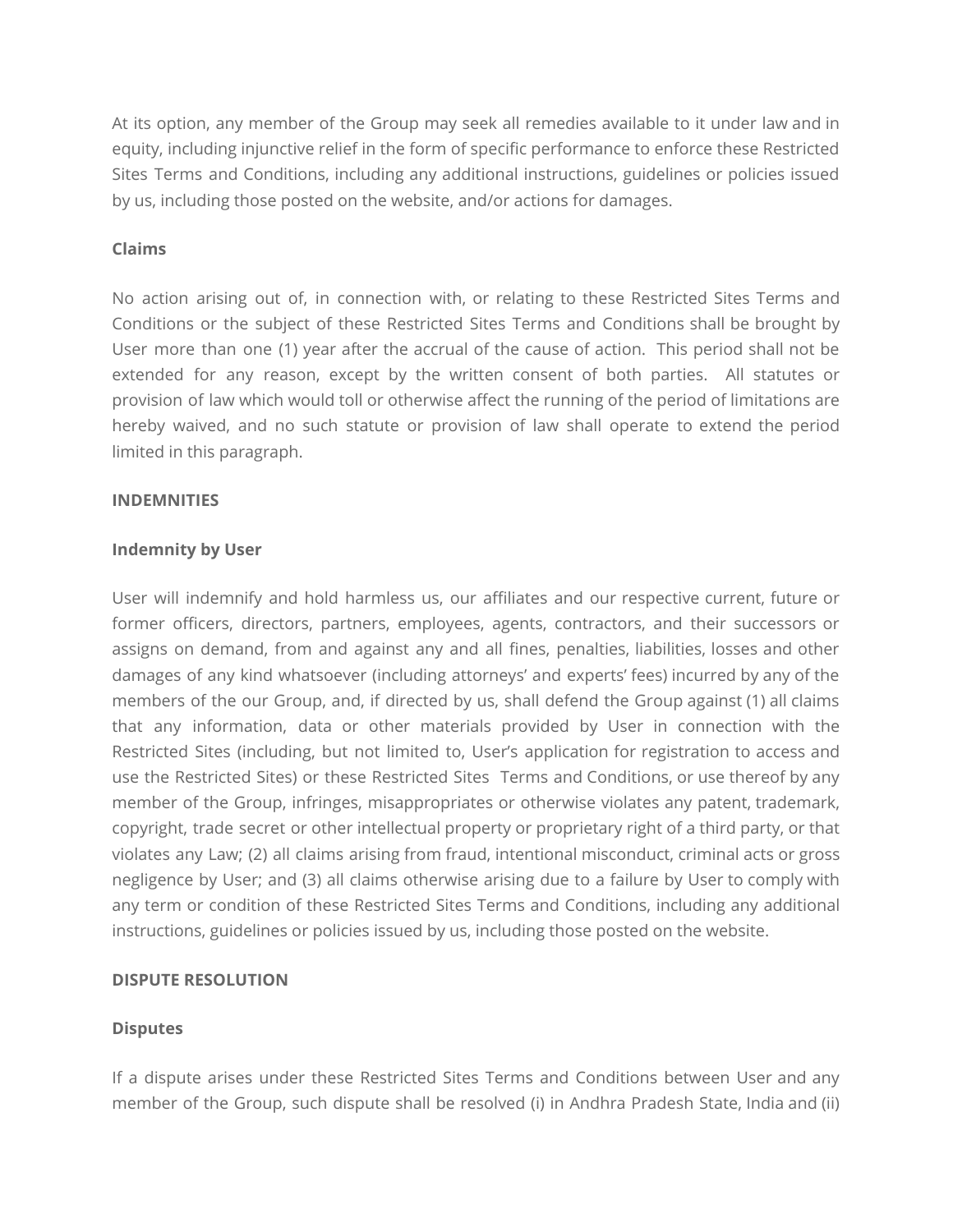At its option, any member of the Group may seek all remedies available to it under law and in equity, including injunctive relief in the form of specific performance to enforce these Restricted Sites Terms and Conditions, including any additional instructions, guidelines or policies issued by us, including those posted on the website, and/or actions for damages.

**Claims**

No action arising out of, in connection with, or relating to these Restricted Sites Terms and Conditions or the subject of these Restricted Sites Terms and Conditions shall be brought by User more than one (1) year after the accrual of the cause of action. This period shall not be extended for any reason, except by the written consent of both parties. All statutes or provision of law which would toll or otherwise affect the running of the period of limitations are hereby waived, and no such statute or provision of law shall operate to extend the period limited in this paragraph.

**INDEMNITIES**

**Indemnity by User**

User will indemnify and hold harmless us, our affiliates and our respective current, future or former officers, directors, partners, employees, agents, contractors, and their successors or assigns on demand, from and against any and all fines, penalties, liabilities, losses and other damages of any kind whatsoever (including attorneys' and experts' fees) incurred by any of the members of the our Group, and, if directed by us, shall defend the Group against (1) all claims that any information, data or other materials provided by User in connection with the Restricted Sites (including, but not limited to, User's application for registration to access and use the Restricted Sites) or these Restricted Sites Terms and Conditions, or use thereof by any member of the Group, infringes, misappropriates or otherwise violates any patent, trademark, copyright, trade secret or other intellectual property or proprietary right of a third party, or that violates any Law; (2) all claims arising from fraud, intentional misconduct, criminal acts or gross negligence by User; and (3) all claims otherwise arising due to a failure by User to comply with any term or condition of these Restricted Sites Terms and Conditions, including any additional instructions, guidelines or policies issued by us, including those posted on the website.

**DISPUTE RESOLUTION**

**Disputes**

If a dispute arises under these Restricted Sites Terms and Conditions between User and any member of the Group, such dispute shall be resolved (i) in Andhra Pradesh State, India and (ii)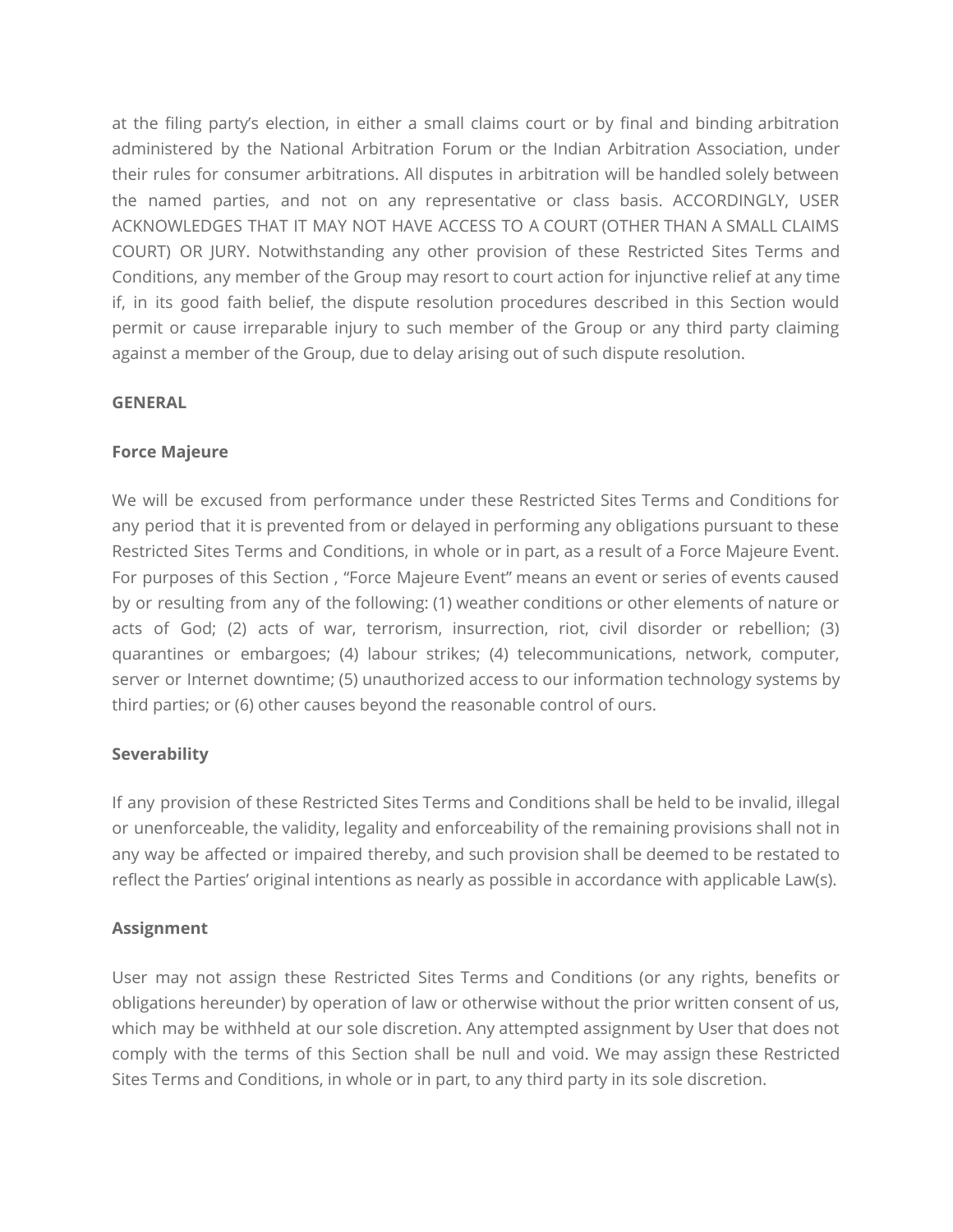at the filing party's election, in either a small claims court or by final and binding arbitration administered by the National Arbitration Forum or the Indian Arbitration Association, under their rules for consumer arbitrations. All disputes in arbitration will be handled solely between the named parties, and not on any representative or class basis. ACCORDINGLY, USER ACKNOWLEDGES THAT IT MAY NOT HAVE ACCESS TO A COURT (OTHER THAN A SMALL CLAIMS COURT) OR JURY. Notwithstanding any other provision of these Restricted Sites Terms and Conditions, any member of the Group may resort to court action for injunctive relief at any time if, in its good faith belief, the dispute resolution procedures described in this Section would permit or cause irreparable injury to such member of the Group or any third party claiming against a member of the Group, due to delay arising out of such dispute resolution.

**GENERAL**

**Force Majeure**

We will be excused from performance under these Restricted Sites Terms and Conditions for any period that it is prevented from or delayed in performing any obligations pursuant to these Restricted Sites Terms and Conditions, in whole or in part, as a result of a Force Majeure Event. For purposes of this Section , "Force Majeure Event" means an event or series of events caused by or resulting from any of the following: (1) weather conditions or other elements of nature or acts of God; (2) acts of war, terrorism, insurrection, riot, civil disorder or rebellion; (3) quarantines or embargoes; (4) labour strikes; (4) telecommunications, network, computer, server or Internet downtime; (5) unauthorized access to our information technology systems by third parties; or (6) other causes beyond the reasonable control of ours.

**Severability**

If any provision of these Restricted Sites Terms and Conditions shall be held to be invalid, illegal or unenforceable, the validity, legality and enforceability of the remaining provisions shall not in any way be affected or impaired thereby, and such provision shall be deemed to be restated to reflect the Parties' original intentions as nearly as possible in accordance with applicable Law(s).

**Assignment**

User may not assign these Restricted Sites Terms and Conditions (or any rights, benefits or obligations hereunder) by operation of law or otherwise without the prior written consent of us, which may be withheld at our sole discretion. Any attempted assignment by User that does not comply with the terms of this Section shall be null and void. We may assign these Restricted Sites Terms and Conditions, in whole or in part, to any third party in its sole discretion.